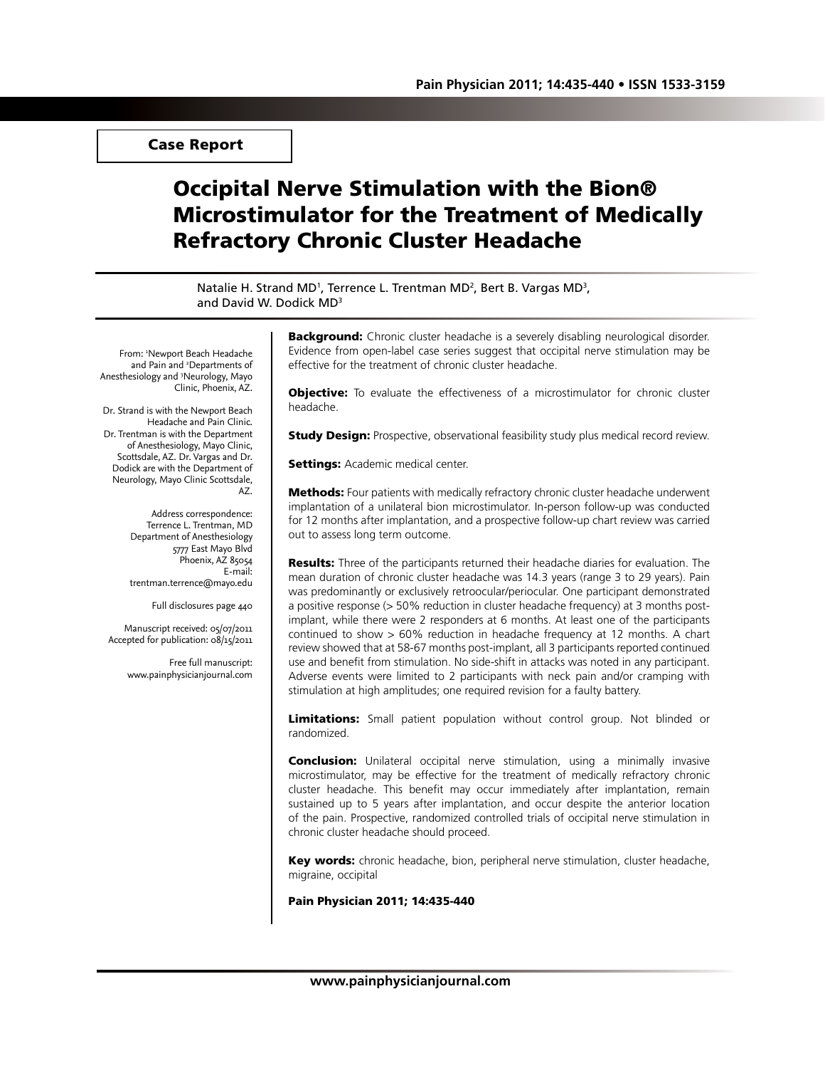Case Report

# Occipital Nerve Stimulation with the Bion® Microstimulator for the Treatment of Medically Refractory Chronic Cluster Headache

Natalie H. Strand MD[1], Terrence L. Trentman MD[2], Bert B. Vargas MD[3], and David W. Dodick MD[3]

From: [1]Newport Beach Headache and Pain and [2]Departments of Anesthesiology and [3]Neurology, Mayo Clinic, Phoenix, AZ.

Dr. Strand is with the Newport Beach Headache and Pain Clinic. Dr. Trentman is with the Department of Anesthesiology, Mayo Clinic, Scottsdale, AZ. Dr. Vargas and Dr. Dodick are with the Department of Neurology, Mayo Clinic Scottsdale, AZ.

Address correspondence:
Terrence L. Trentman, MD
Department of Anesthesiology
5777 East Mayo Blvd
Phoenix, AZ 85054
E-mail: trentman.terrence@mayo.edu

Full disclosures page 440

Manuscript received: 05/07/2011
Accepted for publication: 08/15/2011

Free full manuscript: www.painphysicianjournal.com

**Background:** Chronic cluster headache is a severely disabling neurological disorder. Evidence from open-label case series suggest that occipital nerve stimulation may be effective for the treatment of chronic cluster headache.

**Objective:** To evaluate the effectiveness of a microstimulator for chronic cluster headache.

**Study Design:** Prospective, observational feasibility study plus medical record review.

**Settings:** Academic medical center.

**Methods:** Four patients with medically refractory chronic cluster headache underwent implantation of a unilateral bion microstimulator. In-person follow-up was conducted for 12 months after implantation, and a prospective follow-up chart review was carried out to assess long term outcome.

**Results:** Three of the participants returned their headache diaries for evaluation. The mean duration of chronic cluster headache was 14.3 years (range 3 to 29 years). Pain was predominantly or exclusively retroocular/periocular. One participant demonstrated a positive response (> 50% reduction in cluster headache frequency) at 3 months post-implant, while there were 2 responders at 6 months. At least one of the participants continued to show > 60% reduction in headache frequency at 12 months. A chart review showed that at 58-67 months post-implant, all 3 participants reported continued use and benefit from stimulation. No side-shift in attacks was noted in any participant. Adverse events were limited to 2 participants with neck pain and/or cramping with stimulation at high amplitudes; one required revision for a faulty battery.

**Limitations:** Small patient population without control group. Not blinded or randomized.

**Conclusion:** Unilateral occipital nerve stimulation, using a minimally invasive microstimulator, may be effective for the treatment of medically refractory chronic cluster headache. This benefit may occur immediately after implantation, remain sustained up to 5 years after implantation, and occur despite the anterior location of the pain. Prospective, randomized controlled trials of occipital nerve stimulation in chronic cluster headache should proceed.

**Key words:** chronic headache, bion, peripheral nerve stimulation, cluster headache, migraine, occipital

**Pain Physician 2011; 14:435-440**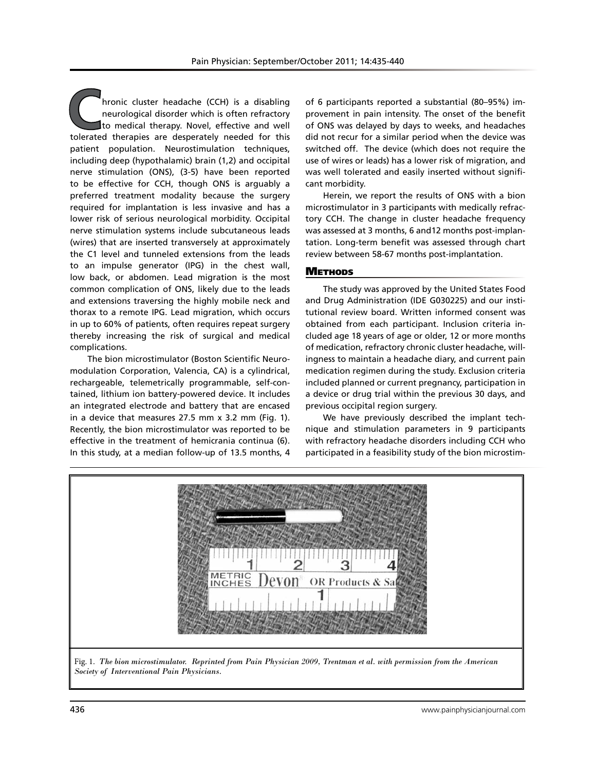Chronic cluster headache (CCH) is a disabling neurological disorder which is often refractory to medical therapy. Novel, effective and well tolerated therapies are desperately needed for this patient population. Neurostimulation techniques, including deep (hypothalamic) brain (1,2) and occipital nerve stimulation (ONS), (3-5) have been reported to be effective for CCH, though ONS is arguably a preferred treatment modality because the surgery required for implantation is less invasive and has a lower risk of serious neurological morbidity. Occipital nerve stimulation systems include subcutaneous leads (wires) that are inserted transversely at approximately the C1 level and tunneled extensions from the leads to an impulse generator (IPG) in the chest wall, low back, or abdomen. Lead migration is the most common complication of ONS, likely due to the leads and extensions traversing the highly mobile neck and thorax to a remote IPG. Lead migration, which occurs in up to 60% of patients, often requires repeat surgery thereby increasing the risk of surgical and medical complications.

The bion microstimulator (Boston Scientific Neuromodulation Corporation, Valencia, CA) is a cylindrical, rechargeable, telemetrically programmable, self-contained, lithium ion battery-powered device. It includes an integrated electrode and battery that are encased in a device that measures 27.5 mm x 3.2 mm (Fig. 1). Recently, the bion microstimulator was reported to be effective in the treatment of hemicrania continua (6). In this study, at a median follow-up of 13.5 months, 4 of 6 participants reported a substantial (80–95%) improvement in pain intensity. The onset of the benefit of ONS was delayed by days to weeks, and headaches did not recur for a similar period when the device was switched off. The device (which does not require the use of wires or leads) has a lower risk of migration, and was well tolerated and easily inserted without significant morbidity.

Herein, we report the results of ONS with a bion microstimulator in 3 participants with medically refractory CCH. The change in cluster headache frequency was assessed at 3 months, 6 and12 months post-implantation. Long-term benefit was assessed through chart review between 58-67 months post-implantation.

## Methods

The study was approved by the United States Food and Drug Administration (IDE G030225) and our institutional review board. Written informed consent was obtained from each participant. Inclusion criteria included age 18 years of age or older, 12 or more months of medication, refractory chronic cluster headache, willingness to maintain a headache diary, and current pain medication regimen during the study. Exclusion criteria included planned or current pregnancy, participation in a device or drug trial within the previous 30 days, and previous occipital region surgery.

We have previously described the implant technique and stimulation parameters in 9 participants with refractory headache disorders including CCH who participated in a feasibility study of the bion microstim-

Fig. 1. *The bion microstimulator. Reprinted from Pain Physician 2009, Trentman et al. with permission from the American Society of Interventional Pain Physicians.*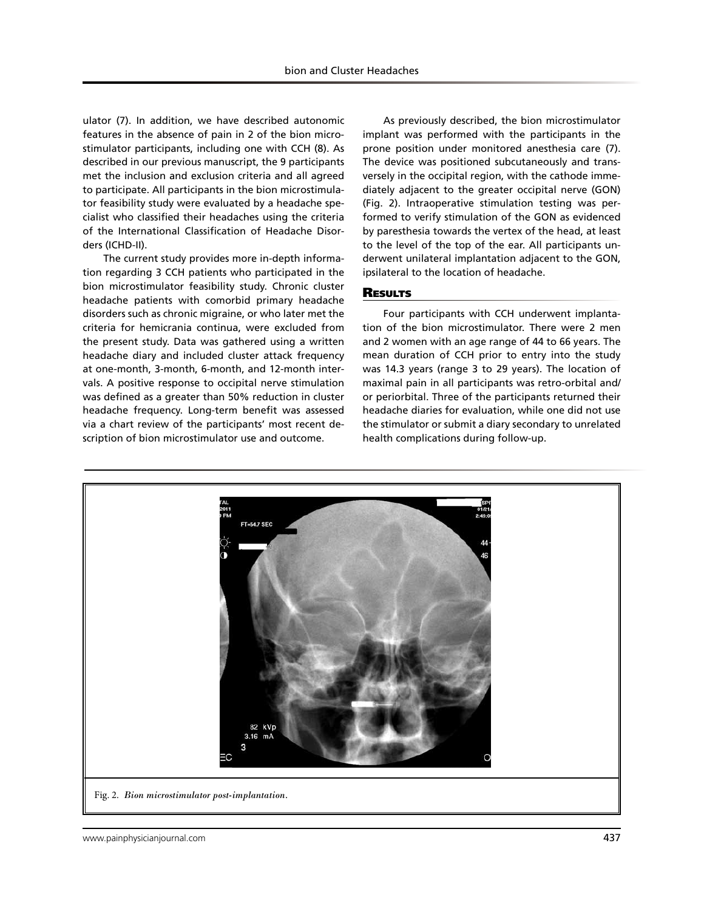ulator (7). In addition, we have described autonomic features in the absence of pain in 2 of the bion microstimulator participants, including one with CCH (8). As described in our previous manuscript, the 9 participants met the inclusion and exclusion criteria and all agreed to participate. All participants in the bion microstimulator feasibility study were evaluated by a headache specialist who classified their headaches using the criteria of the International Classification of Headache Disorders (ICHD-II).

The current study provides more in-depth information regarding 3 CCH patients who participated in the bion microstimulator feasibility study. Chronic cluster headache patients with comorbid primary headache disorders such as chronic migraine, or who later met the criteria for hemicrania continua, were excluded from the present study. Data was gathered using a written headache diary and included cluster attack frequency at one-month, 3-month, 6-month, and 12-month intervals. A positive response to occipital nerve stimulation was defined as a greater than 50% reduction in cluster headache frequency. Long-term benefit was assessed via a chart review of the participants' most recent description of bion microstimulator use and outcome.

As previously described, the bion microstimulator implant was performed with the participants in the prone position under monitored anesthesia care (7). The device was positioned subcutaneously and transversely in the occipital region, with the cathode immediately adjacent to the greater occipital nerve (GON) (Fig. 2). Intraoperative stimulation testing was performed to verify stimulation of the GON as evidenced by paresthesia towards the vertex of the head, at least to the level of the top of the ear. All participants underwent unilateral implantation adjacent to the GON, ipsilateral to the location of headache.

## Results

Four participants with CCH underwent implantation of the bion microstimulator. There were 2 men and 2 women with an age range of 44 to 66 years. The mean duration of CCH prior to entry into the study was 14.3 years (range 3 to 29 years). The location of maximal pain in all participants was retro-orbital and/or periorbital. Three of the participants returned their headache diaries for evaluation, while one did not use the stimulator or submit a diary secondary to unrelated health complications during follow-up.

Fig. 2. *Bion microstimulator post-implantation.*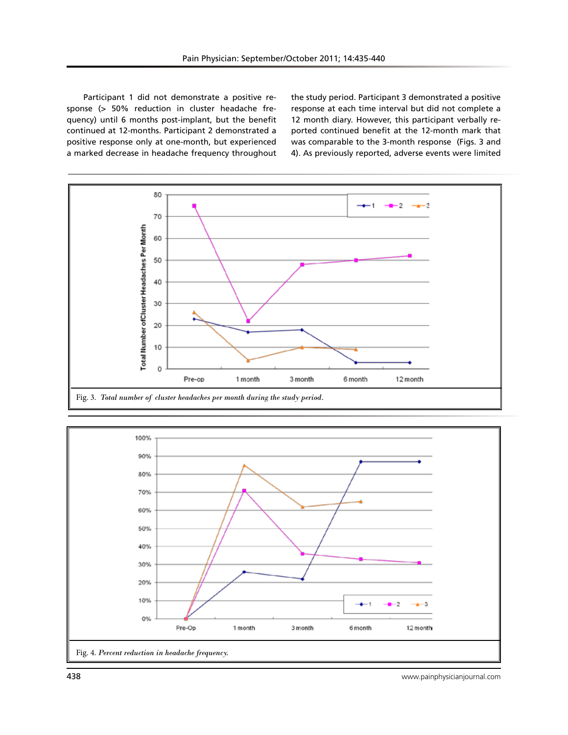Participant 1 did not demonstrate a positive response (> 50% reduction in cluster headache frequency) until 6 months post-implant, but the benefit continued at 12-months. Participant 2 demonstrated a positive response only at one-month, but experienced a marked decrease in headache frequency throughout the study period. Participant 3 demonstrated a positive response at each time interval but did not complete a 12 month diary. However, this participant verbally reported continued benefit at the 12-month mark that was comparable to the 3-month response (Figs. 3 and 4). As previously reported, adverse events were limited

Fig. 3. *Total number of cluster headaches per month during the study period.*

Fig. 4. *Percent reduction in headache frequency.*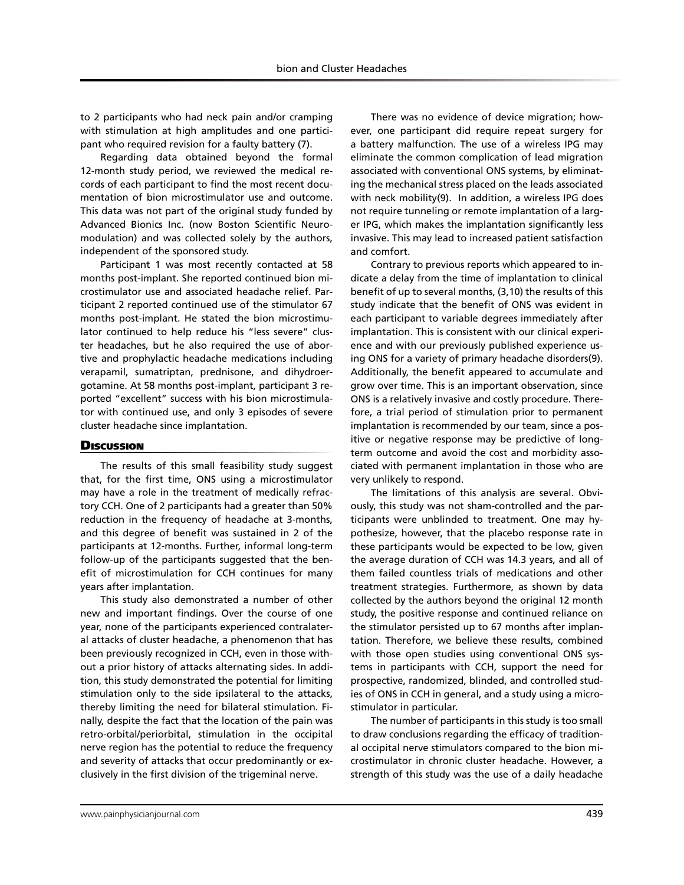to 2 participants who had neck pain and/or cramping with stimulation at high amplitudes and one participant who required revision for a faulty battery (7).

Regarding data obtained beyond the formal 12-month study period, we reviewed the medical records of each participant to find the most recent documentation of bion microstimulator use and outcome. This data was not part of the original study funded by Advanced Bionics Inc. (now Boston Scientific Neuromodulation) and was collected solely by the authors, independent of the sponsored study.

Participant 1 was most recently contacted at 58 months post-implant. She reported continued bion microstimulator use and associated headache relief. Participant 2 reported continued use of the stimulator 67 months post-implant. He stated the bion microstimulator continued to help reduce his "less severe" cluster headaches, but he also required the use of abortive and prophylactic headache medications including verapamil, sumatriptan, prednisone, and dihydroergotamine. At 58 months post-implant, participant 3 reported "excellent" success with his bion microstimulator with continued use, and only 3 episodes of severe cluster headache since implantation.

## Discussion

The results of this small feasibility study suggest that, for the first time, ONS using a microstimulator may have a role in the treatment of medically refractory CCH. One of 2 participants had a greater than 50% reduction in the frequency of headache at 3-months, and this degree of benefit was sustained in 2 of the participants at 12-months. Further, informal long-term follow-up of the participants suggested that the benefit of microstimulation for CCH continues for many years after implantation.

This study also demonstrated a number of other new and important findings. Over the course of one year, none of the participants experienced contralateral attacks of cluster headache, a phenomenon that has been previously recognized in CCH, even in those without a prior history of attacks alternating sides. In addition, this study demonstrated the potential for limiting stimulation only to the side ipsilateral to the attacks, thereby limiting the need for bilateral stimulation. Finally, despite the fact that the location of the pain was retro-orbital/periorbital, stimulation in the occipital nerve region has the potential to reduce the frequency and severity of attacks that occur predominantly or exclusively in the first division of the trigeminal nerve.

There was no evidence of device migration; however, one participant did require repeat surgery for a battery malfunction. The use of a wireless IPG may eliminate the common complication of lead migration associated with conventional ONS systems, by eliminating the mechanical stress placed on the leads associated with neck mobility(9). In addition, a wireless IPG does not require tunneling or remote implantation of a larger IPG, which makes the implantation significantly less invasive. This may lead to increased patient satisfaction and comfort.

Contrary to previous reports which appeared to indicate a delay from the time of implantation to clinical benefit of up to several months, (3,10) the results of this study indicate that the benefit of ONS was evident in each participant to variable degrees immediately after implantation. This is consistent with our clinical experience and with our previously published experience using ONS for a variety of primary headache disorders(9). Additionally, the benefit appeared to accumulate and grow over time. This is an important observation, since ONS is a relatively invasive and costly procedure. Therefore, a trial period of stimulation prior to permanent implantation is recommended by our team, since a positive or negative response may be predictive of long-term outcome and avoid the cost and morbidity associated with permanent implantation in those who are very unlikely to respond.

The limitations of this analysis are several. Obviously, this study was not sham-controlled and the participants were unblinded to treatment. One may hypothesize, however, that the placebo response rate in these participants would be expected to be low, given the average duration of CCH was 14.3 years, and all of them failed countless trials of medications and other treatment strategies. Furthermore, as shown by data collected by the authors beyond the original 12 month study, the positive response and continued reliance on the stimulator persisted up to 67 months after implantation. Therefore, we believe these results, combined with those open studies using conventional ONS systems in participants with CCH, support the need for prospective, randomized, blinded, and controlled studies of ONS in CCH in general, and a study using a microstimulator in particular.

The number of participants in this study is too small to draw conclusions regarding the efficacy of traditional occipital nerve stimulators compared to the bion microstimulator in chronic cluster headache. However, a strength of this study was the use of a daily headache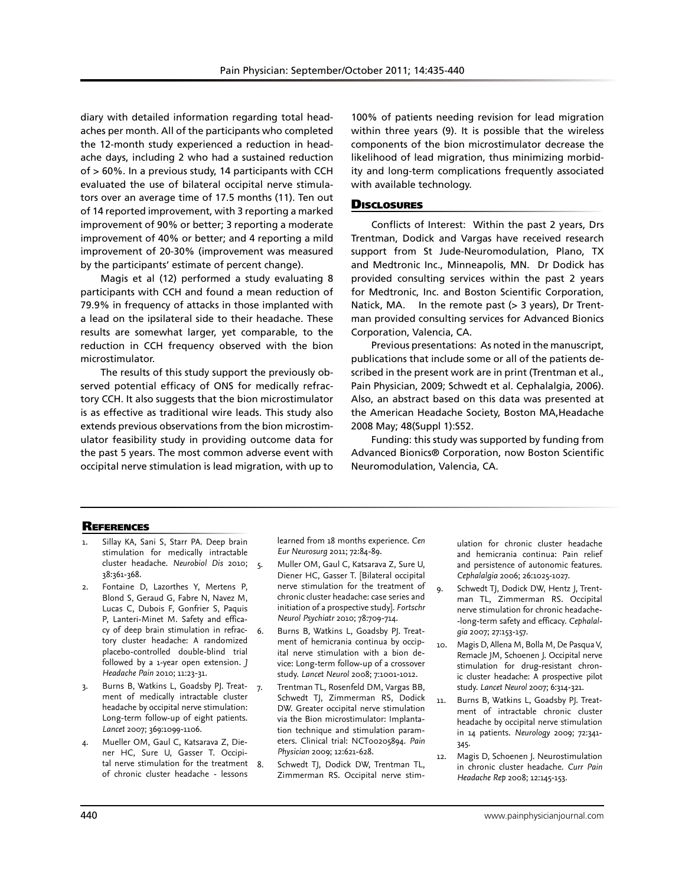diary with detailed information regarding total headaches per month. All of the participants who completed the 12-month study experienced a reduction in headache days, including 2 who had a sustained reduction of > 60%. In a previous study, 14 participants with CCH evaluated the use of bilateral occipital nerve stimulators over an average time of 17.5 months (11). Ten out of 14 reported improvement, with 3 reporting a marked improvement of 90% or better; 3 reporting a moderate improvement of 40% or better; and 4 reporting a mild improvement of 20-30% (improvement was measured by the participants' estimate of percent change).

Magis et al (12) performed a study evaluating 8 participants with CCH and found a mean reduction of 79.9% in frequency of attacks in those implanted with a lead on the ipsilateral side to their headache. These results are somewhat larger, yet comparable, to the reduction in CCH frequency observed with the bion microstimulator.

The results of this study support the previously observed potential efficacy of ONS for medically refractory CCH. It also suggests that the bion microstimulator is as effective as traditional wire leads. This study also extends previous observations from the bion microstimulator feasibility study in providing outcome data for the past 5 years. The most common adverse event with occipital nerve stimulation is lead migration, with up to 100% of patients needing revision for lead migration within three years (9). It is possible that the wireless components of the bion microstimulator decrease the likelihood of lead migration, thus minimizing morbidity and long-term complications frequently associated with available technology.

## Disclosures

Conflicts of Interest: Within the past 2 years, Drs Trentman, Dodick and Vargas have received research support from St Jude-Neuromodulation, Plano, TX and Medtronic Inc., Minneapolis, MN. Dr Dodick has provided consulting services within the past 2 years for Medtronic, Inc. and Boston Scientific Corporation, Natick, MA. In the remote past (> 3 years), Dr Trentman provided consulting services for Advanced Bionics Corporation, Valencia, CA.

Previous presentations: As noted in the manuscript, publications that include some or all of the patients described in the present work are in print (Trentman et al., Pain Physician, 2009; Schwedt et al. Cephalalgia, 2006). Also, an abstract based on this data was presented at the American Headache Society, Boston MA,Headache 2008 May; 48(Suppl 1):S52.

Funding: this study was supported by funding from Advanced Bionics® Corporation, now Boston Scientific Neuromodulation, Valencia, CA.

## References

1. Sillay KA, Sani S, Starr PA. Deep brain stimulation for medically intractable cluster headache. *Neurobiol Dis* 2010; 38:361-368.
2. Fontaine D, Lazorthes Y, Mertens P, Blond S, Geraud G, Fabre N, Navez M, Lucas C, Dubois F, Gonfrier S, Paquis P, Lanteri-Minet M. Safety and efficacy of deep brain stimulation in refractory cluster headache: A randomized placebo-controlled double-blind trial followed by a 1-year open extension. *J Headache Pain* 2010; 11:23-31.
3. Burns B, Watkins L, Goadsby PJ. Treatment of medically intractable cluster headache by occipital nerve stimulation: Long-term follow-up of eight patients. *Lancet* 2007; 369:1099-1106.
4. Mueller OM, Gaul C, Katsarava Z, Diener HC, Sure U, Gasser T. Occipital nerve stimulation for the treatment of chronic cluster headache - lessons learned from 18 months experience. *Cen Eur Neurosurg* 2011; 72:84-89.
5. Muller OM, Gaul C, Katsarava Z, Sure U, Diener HC, Gasser T. [Bilateral occipital nerve stimulation for the treatment of chronic cluster headache: case series and initiation of a prospective study]. *Fortschr Neurol Psychiatr* 2010; 78:709-714.
6. Burns B, Watkins L, Goadsby PJ. Treatment of hemicrania continua by occipital nerve stimulation with a bion device: Long-term follow-up of a crossover study. *Lancet Neurol* 2008; 7:1001-1012.
7. Trentman TL, Rosenfeld DM, Vargas BB, Schwedt TJ, Zimmerman RS, Dodick DW. Greater occipital nerve stimulation via the Bion microstimulator: Implantation technique and stimulation parameters. Clinical trial: NCT00205894. *Pain Physician* 2009; 12:621-628.
8. Schwedt TJ, Dodick DW, Trentman TL, Zimmerman RS. Occipital nerve stimulation for chronic cluster headache and hemicrania continua: Pain relief and persistence of autonomic features. *Cephalalgia* 2006; 26:1025-1027.
9. Schwedt TJ, Dodick DW, Hentz J, Trentman TL, Zimmerman RS. Occipital nerve stimulation for chronic headache--long-term safety and efficacy. *Cephalalgia* 2007; 27:153-157.
10. Magis D, Allena M, Bolla M, De Pasqua V, Remacle JM, Schoenen J. Occipital nerve stimulation for drug-resistant chronic cluster headache: A prospective pilot study. *Lancet Neurol* 2007; 6:314-321.
11. Burns B, Watkins L, Goadsby PJ. Treatment of intractable chronic cluster headache by occipital nerve stimulation in 14 patients. *Neurology* 2009; 72:341-345.
12. Magis D, Schoenen J. Neurostimulation in chronic cluster headache. *Curr Pain Headache Rep* 2008; 12:145-153.